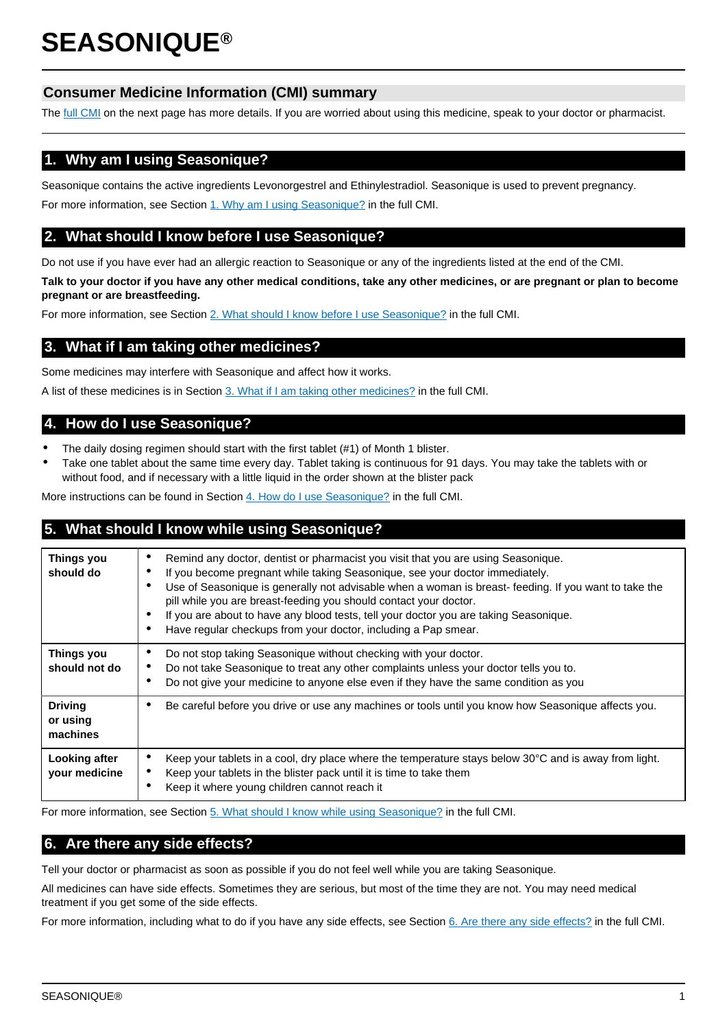# SEASONIQUE®

## Consumer Medicine Information (CMI) summary

The full CMI on the next page has more details. If you are worried about using this medicine, speak to your doctor or pharmacist.

## 1. Why am I using Seasonique?

Seasonique contains the active ingredients Levonorgestrel and Ethinylestradiol. Seasonique is used to prevent pregnancy.

For more information, see Section 1. Why am I using Seasonique? in the full CMI.

## 2. What should I know before I use Seasonique?

Do not use if you have ever had an allergic reaction to Seasonique or any of the ingredients listed at the end of the CMI.

**Talk to your doctor if you have any other medical conditions, take any other medicines, or are pregnant or plan to become pregnant or are breastfeeding.**

For more information, see Section 2. What should I know before I use Seasonique? in the full CMI.

## 3. What if I am taking other medicines?

Some medicines may interfere with Seasonique and affect how it works.

A list of these medicines is in Section 3. What if I am taking other medicines? in the full CMI.

## 4. How do I use Seasonique?

- The daily dosing regimen should start with the first tablet (#1) of Month 1 blister.
- Take one tablet about the same time every day. Tablet taking is continuous for 91 days. You may take the tablets with or without food, and if necessary with a little liquid in the order shown at the blister pack

More instructions can be found in Section 4. How do I use Seasonique? in the full CMI.

## 5. What should I know while using Seasonique?

| | |
|---|---|
| **Things you should do** | • Remind any doctor, dentist or pharmacist you visit that you are using Seasonique.<br>• If you become pregnant while taking Seasonique, see your doctor immediately.<br>• Use of Seasonique is generally not advisable when a woman is breast- feeding. If you want to take the pill while you are breast-feeding you should contact your doctor.<br>• If you are about to have any blood tests, tell your doctor you are taking Seasonique.<br>• Have regular checkups from your doctor, including a Pap smear. |
| **Things you should not do** | • Do not stop taking Seasonique without checking with your doctor.<br>• Do not take Seasonique to treat any other complaints unless your doctor tells you to.<br>• Do not give your medicine to anyone else even if they have the same condition as you |
| **Driving or using machines** | • Be careful before you drive or use any machines or tools until you know how Seasonique affects you. |
| **Looking after your medicine** | • Keep your tablets in a cool, dry place where the temperature stays below 30°C and is away from light.<br>• Keep your tablets in the blister pack until it is time to take them<br>• Keep it where young children cannot reach it |

For more information, see Section 5. What should I know while using Seasonique? in the full CMI.

## 6. Are there any side effects?

Tell your doctor or pharmacist as soon as possible if you do not feel well while you are taking Seasonique.

All medicines can have side effects. Sometimes they are serious, but most of the time they are not. You may need medical treatment if you get some of the side effects.

For more information, including what to do if you have any side effects, see Section 6. Are there any side effects? in the full CMI.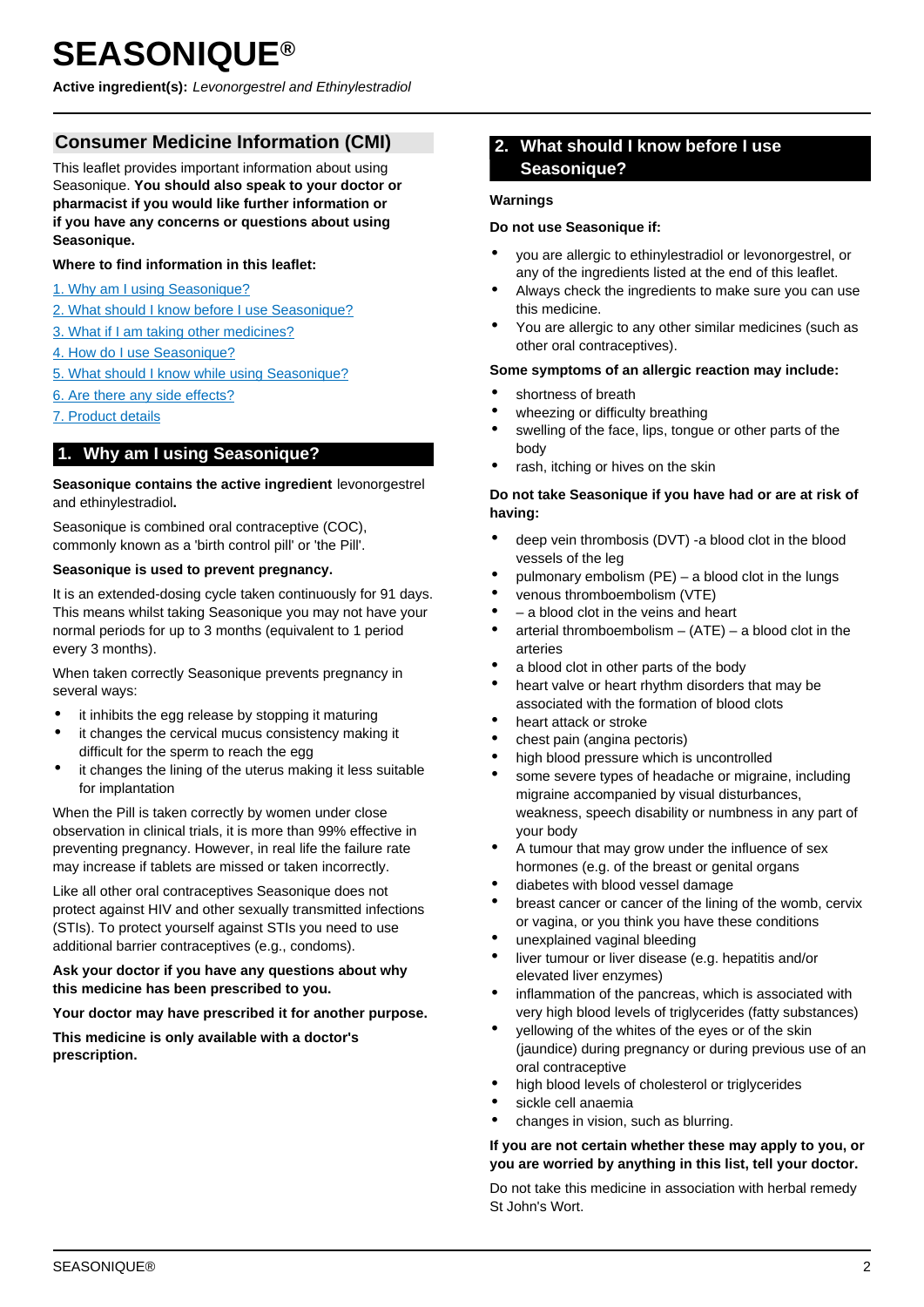# SEASONIQUE®

**Active ingredient(s):** *Levonorgestrel and Ethinylestradiol*

## Consumer Medicine Information (CMI)

This leaflet provides important information about using Seasonique. **You should also speak to your doctor or pharmacist if you would like further information or if you have any concerns or questions about using Seasonique.**

**Where to find information in this leaflet:**

1. Why am I using Seasonique?
2. What should I know before I use Seasonique?
3. What if I am taking other medicines?
4. How do I use Seasonique?
5. What should I know while using Seasonique?
6. Are there any side effects?
7. Product details

## 1. Why am I using Seasonique?

**Seasonique contains the active ingredient** levonorgestrel and ethinylestradiol**.**

Seasonique is combined oral contraceptive (COC), commonly known as a 'birth control pill' or 'the Pill'.

**Seasonique is used to prevent pregnancy.**

It is an extended-dosing cycle taken continuously for 91 days. This means whilst taking Seasonique you may not have your normal periods for up to 3 months (equivalent to 1 period every 3 months).

When taken correctly Seasonique prevents pregnancy in several ways:

- it inhibits the egg release by stopping it maturing
- it changes the cervical mucus consistency making it difficult for the sperm to reach the egg
- it changes the lining of the uterus making it less suitable for implantation

When the Pill is taken correctly by women under close observation in clinical trials, it is more than 99% effective in preventing pregnancy. However, in real life the failure rate may increase if tablets are missed or taken incorrectly.

Like all other oral contraceptives Seasonique does not protect against HIV and other sexually transmitted infections (STIs). To protect yourself against STIs you need to use additional barrier contraceptives (e.g., condoms).

**Ask your doctor if you have any questions about why this medicine has been prescribed to you.**

**Your doctor may have prescribed it for another purpose.**

**This medicine is only available with a doctor's prescription.**

## 2. What should I know before I use Seasonique?

**Warnings**

**Do not use Seasonique if:**

- you are allergic to ethinylestradiol or levonorgestrel, or any of the ingredients listed at the end of this leaflet.
- Always check the ingredients to make sure you can use this medicine.
- You are allergic to any other similar medicines (such as other oral contraceptives).

**Some symptoms of an allergic reaction may include:**

- shortness of breath
- wheezing or difficulty breathing
- swelling of the face, lips, tongue or other parts of the body
- rash, itching or hives on the skin

**Do not take Seasonique if you have had or are at risk of having:**

- deep vein thrombosis (DVT) -a blood clot in the blood vessels of the leg
- pulmonary embolism (PE) – a blood clot in the lungs
- venous thromboembolism (VTE)
- – a blood clot in the veins and heart
- arterial thromboembolism – (ATE) – a blood clot in the arteries
- a blood clot in other parts of the body
- heart valve or heart rhythm disorders that may be associated with the formation of blood clots
- heart attack or stroke
- chest pain (angina pectoris)
- high blood pressure which is uncontrolled
- some severe types of headache or migraine, including migraine accompanied by visual disturbances, weakness, speech disability or numbness in any part of your body
- A tumour that may grow under the influence of sex hormones (e.g. of the breast or genital organs
- diabetes with blood vessel damage
- breast cancer or cancer of the lining of the womb, cervix or vagina, or you think you have these conditions
- unexplained vaginal bleeding
- liver tumour or liver disease (e.g. hepatitis and/or elevated liver enzymes)
- inflammation of the pancreas, which is associated with very high blood levels of triglycerides (fatty substances)
- yellowing of the whites of the eyes or of the skin (jaundice) during pregnancy or during previous use of an oral contraceptive
- high blood levels of cholesterol or triglycerides
- sickle cell anaemia
- changes in vision, such as blurring.

**If you are not certain whether these may apply to you, or you are worried by anything in this list, tell your doctor.**

Do not take this medicine in association with herbal remedy St John's Wort.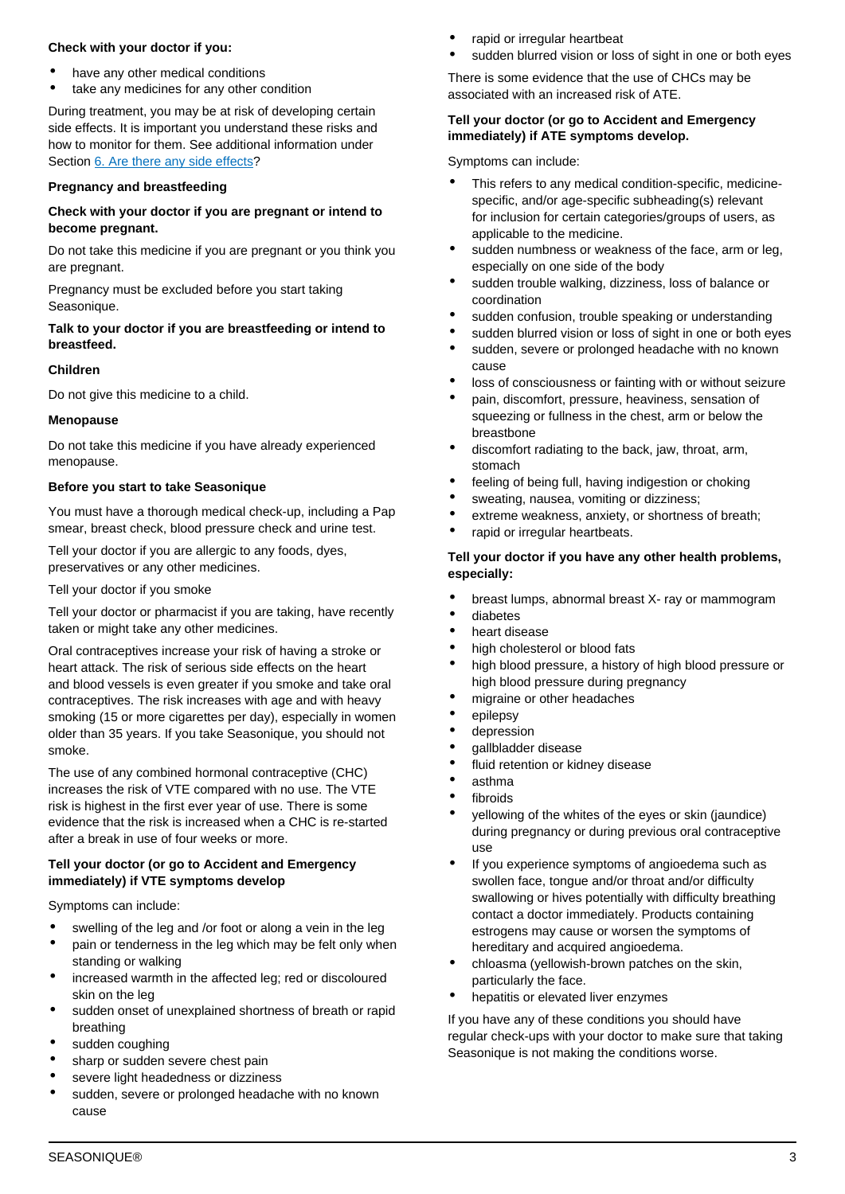**Check with your doctor if you:**

- have any other medical conditions
- take any medicines for any other condition

During treatment, you may be at risk of developing certain side effects. It is important you understand these risks and how to monitor for them. See additional information under Section 6. Are there any side effects?

**Pregnancy and breastfeeding**

**Check with your doctor if you are pregnant or intend to become pregnant.**

Do not take this medicine if you are pregnant or you think you are pregnant.

Pregnancy must be excluded before you start taking Seasonique.

**Talk to your doctor if you are breastfeeding or intend to breastfeed.**

**Children**

Do not give this medicine to a child.

**Menopause**

Do not take this medicine if you have already experienced menopause.

**Before you start to take Seasonique**

You must have a thorough medical check-up, including a Pap smear, breast check, blood pressure check and urine test.

Tell your doctor if you are allergic to any foods, dyes, preservatives or any other medicines.

Tell your doctor if you smoke

Tell your doctor or pharmacist if you are taking, have recently taken or might take any other medicines.

Oral contraceptives increase your risk of having a stroke or heart attack. The risk of serious side effects on the heart and blood vessels is even greater if you smoke and take oral contraceptives. The risk increases with age and with heavy smoking (15 or more cigarettes per day), especially in women older than 35 years. If you take Seasonique, you should not smoke.

The use of any combined hormonal contraceptive (CHC) increases the risk of VTE compared with no use. The VTE risk is highest in the first ever year of use. There is some evidence that the risk is increased when a CHC is re-started after a break in use of four weeks or more.

**Tell your doctor (or go to Accident and Emergency immediately) if VTE symptoms develop**

Symptoms can include:

- swelling of the leg and /or foot or along a vein in the leg
- pain or tenderness in the leg which may be felt only when standing or walking
- increased warmth in the affected leg; red or discoloured skin on the leg
- sudden onset of unexplained shortness of breath or rapid breathing
- sudden coughing
- sharp or sudden severe chest pain
- severe light headedness or dizziness
- sudden, severe or prolonged headache with no known cause
- rapid or irregular heartbeat
- sudden blurred vision or loss of sight in one or both eyes

There is some evidence that the use of CHCs may be associated with an increased risk of ATE.

**Tell your doctor (or go to Accident and Emergency immediately) if ATE symptoms develop.**

Symptoms can include:

- This refers to any medical condition-specific, medicine-specific, and/or age-specific subheading(s) relevant for inclusion for certain categories/groups of users, as applicable to the medicine.
- sudden numbness or weakness of the face, arm or leg, especially on one side of the body
- sudden trouble walking, dizziness, loss of balance or coordination
- sudden confusion, trouble speaking or understanding
- sudden blurred vision or loss of sight in one or both eyes
- sudden, severe or prolonged headache with no known cause
- loss of consciousness or fainting with or without seizure
- pain, discomfort, pressure, heaviness, sensation of squeezing or fullness in the chest, arm or below the breastbone
- discomfort radiating to the back, jaw, throat, arm, stomach
- feeling of being full, having indigestion or choking
- sweating, nausea, vomiting or dizziness;
- extreme weakness, anxiety, or shortness of breath;
- rapid or irregular heartbeats.

**Tell your doctor if you have any other health problems, especially:**

- breast lumps, abnormal breast X- ray or mammogram
- diabetes
- heart disease
- high cholesterol or blood fats
- high blood pressure, a history of high blood pressure or high blood pressure during pregnancy
- migraine or other headaches
- epilepsy
- depression
- gallbladder disease
- fluid retention or kidney disease
- asthma
- fibroids
- yellowing of the whites of the eyes or skin (jaundice) during pregnancy or during previous oral contraceptive use
- If you experience symptoms of angioedema such as swollen face, tongue and/or throat and/or difficulty swallowing or hives potentially with difficulty breathing contact a doctor immediately. Products containing estrogens may cause or worsen the symptoms of hereditary and acquired angioedema.
- chloasma (yellowish-brown patches on the skin, particularly the face.
- hepatitis or elevated liver enzymes

If you have any of these conditions you should have regular check-ups with your doctor to make sure that taking Seasonique is not making the conditions worse.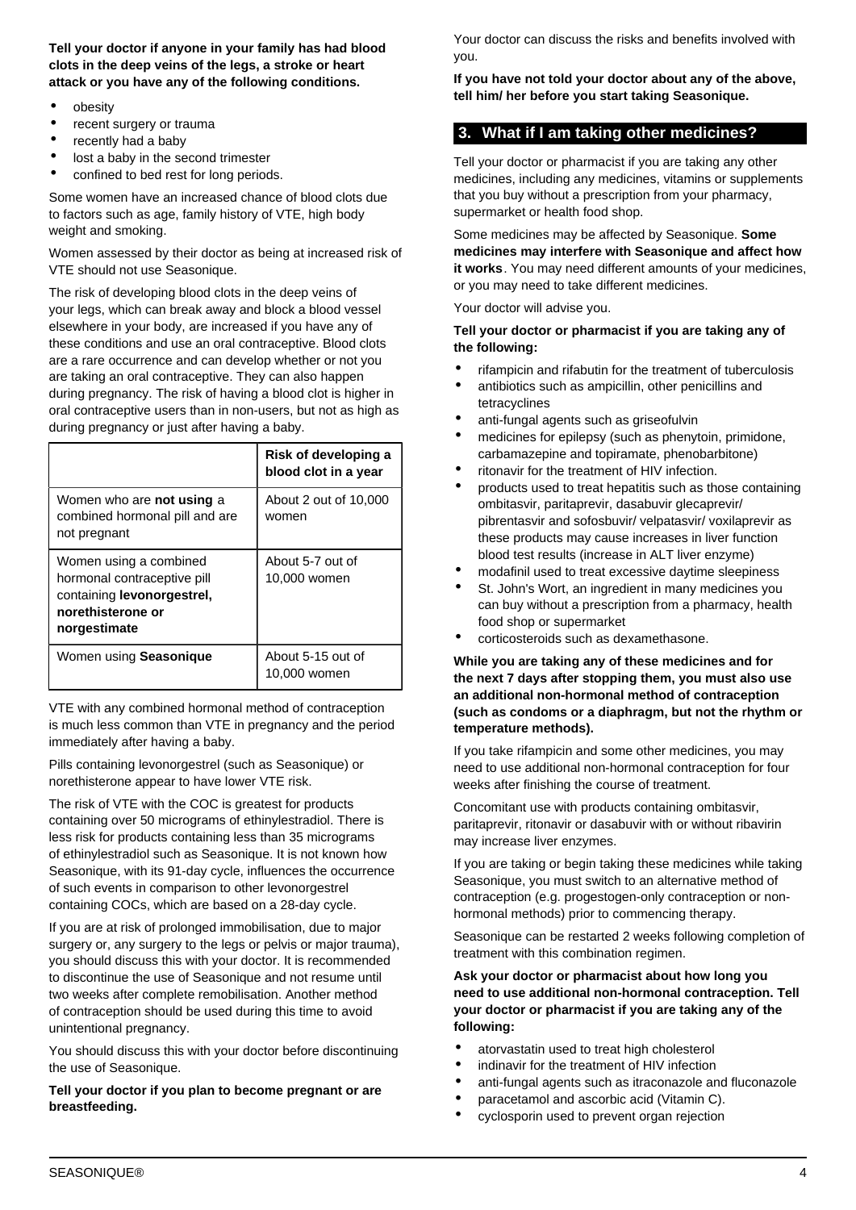**Tell your doctor if anyone in your family has had blood clots in the deep veins of the legs, a stroke or heart attack or you have any of the following conditions.**

- obesity
- recent surgery or trauma
- recently had a baby
- lost a baby in the second trimester
- confined to bed rest for long periods.

Some women have an increased chance of blood clots due to factors such as age, family history of VTE, high body weight and smoking.

Women assessed by their doctor as being at increased risk of VTE should not use Seasonique.

The risk of developing blood clots in the deep veins of your legs, which can break away and block a blood vessel elsewhere in your body, are increased if you have any of these conditions and use an oral contraceptive. Blood clots are a rare occurrence and can develop whether or not you are taking an oral contraceptive. They can also happen during pregnancy. The risk of having a blood clot is higher in oral contraceptive users than in non-users, but not as high as during pregnancy or just after having a baby.

| | **Risk of developing a blood clot in a year** |
|---|---|
| Women who are **not using** a combined hormonal pill and are not pregnant | About 2 out of 10,000 women |
| Women using a combined hormonal contraceptive pill containing **levonorgestrel, norethisterone or norgestimate** | About 5-7 out of 10,000 women |
| Women using **Seasonique** | About 5-15 out of 10,000 women |

VTE with any combined hormonal method of contraception is much less common than VTE in pregnancy and the period immediately after having a baby.

Pills containing levonorgestrel (such as Seasonique) or norethisterone appear to have lower VTE risk.

The risk of VTE with the COC is greatest for products containing over 50 micrograms of ethinylestradiol. There is less risk for products containing less than 35 micrograms of ethinylestradiol such as Seasonique. It is not known how Seasonique, with its 91-day cycle, influences the occurrence of such events in comparison to other levonorgestrel containing COCs, which are based on a 28-day cycle.

If you are at risk of prolonged immobilisation, due to major surgery or, any surgery to the legs or pelvis or major trauma), you should discuss this with your doctor. It is recommended to discontinue the use of Seasonique and not resume until two weeks after complete remobilisation. Another method of contraception should be used during this time to avoid unintentional pregnancy.

You should discuss this with your doctor before discontinuing the use of Seasonique.

**Tell your doctor if you plan to become pregnant or are breastfeeding.**

Your doctor can discuss the risks and benefits involved with you.

**If you have not told your doctor about any of the above, tell him/ her before you start taking Seasonique.**

## 3. What if I am taking other medicines?

Tell your doctor or pharmacist if you are taking any other medicines, including any medicines, vitamins or supplements that you buy without a prescription from your pharmacy, supermarket or health food shop.

Some medicines may be affected by Seasonique. **Some medicines may interfere with Seasonique and affect how it works**. You may need different amounts of your medicines, or you may need to take different medicines.

Your doctor will advise you.

**Tell your doctor or pharmacist if you are taking any of the following:**

- rifampicin and rifabutin for the treatment of tuberculosis
- antibiotics such as ampicillin, other penicillins and tetracyclines
- anti-fungal agents such as griseofulvin
- medicines for epilepsy (such as phenytoin, primidone, carbamazepine and topiramate, phenobarbitone)
- ritonavir for the treatment of HIV infection.
- products used to treat hepatitis such as those containing ombitasvir, paritaprevir, dasabuvir glecaprevir/ pibrentasvir and sofosbuvir/ velpatasvir/ voxilaprevir as these products may cause increases in liver function blood test results (increase in ALT liver enzyme)
- modafinil used to treat excessive daytime sleepiness
- St. John's Wort, an ingredient in many medicines you can buy without a prescription from a pharmacy, health food shop or supermarket
- corticosteroids such as dexamethasone.

**While you are taking any of these medicines and for the next 7 days after stopping them, you must also use an additional non-hormonal method of contraception (such as condoms or a diaphragm, but not the rhythm or temperature methods).**

If you take rifampicin and some other medicines, you may need to use additional non-hormonal contraception for four weeks after finishing the course of treatment.

Concomitant use with products containing ombitasvir, paritaprevir, ritonavir or dasabuvir with or without ribavirin may increase liver enzymes.

If you are taking or begin taking these medicines while taking Seasonique, you must switch to an alternative method of contraception (e.g. progestogen-only contraception or non-hormonal methods) prior to commencing therapy.

Seasonique can be restarted 2 weeks following completion of treatment with this combination regimen.

**Ask your doctor or pharmacist about how long you need to use additional non-hormonal contraception. Tell your doctor or pharmacist if you are taking any of the following:**

- atorvastatin used to treat high cholesterol
- indinavir for the treatment of HIV infection
- anti-fungal agents such as itraconazole and fluconazole
- paracetamol and ascorbic acid (Vitamin C).
- cyclosporin used to prevent organ rejection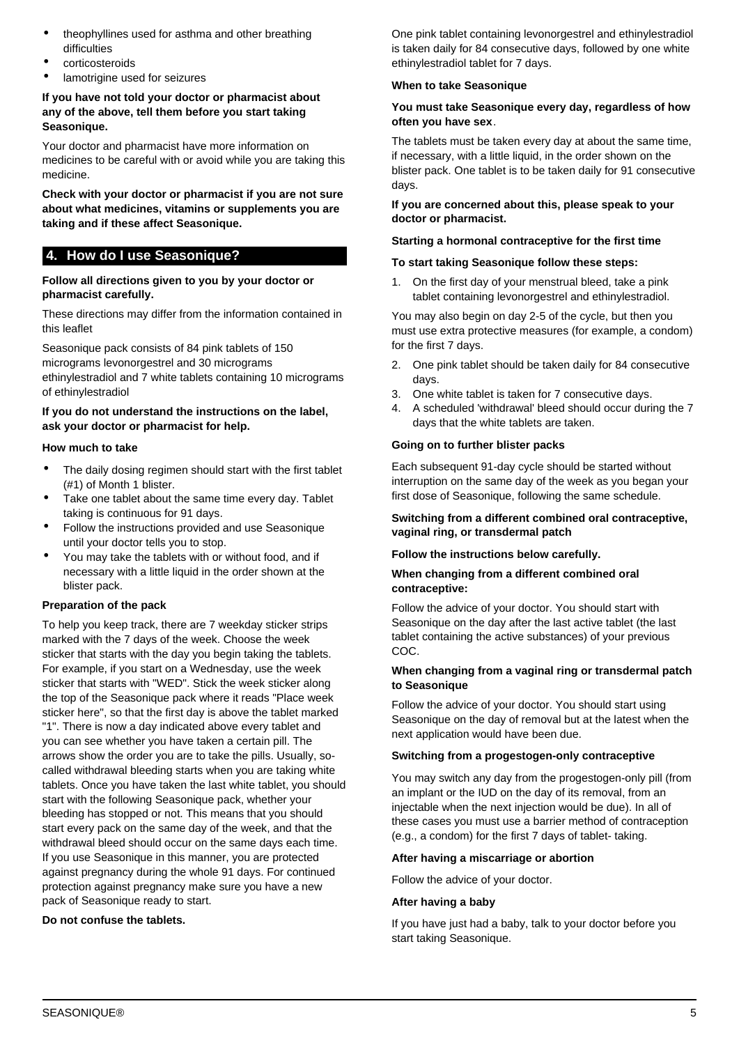- theophyllines used for asthma and other breathing difficulties
- corticosteroids
- lamotrigine used for seizures

**If you have not told your doctor or pharmacist about any of the above, tell them before you start taking Seasonique.**

Your doctor and pharmacist have more information on medicines to be careful with or avoid while you are taking this medicine.

**Check with your doctor or pharmacist if you are not sure about what medicines, vitamins or supplements you are taking and if these affect Seasonique.**

## 4. How do I use Seasonique?

**Follow all directions given to you by your doctor or pharmacist carefully.**

These directions may differ from the information contained in this leaflet

Seasonique pack consists of 84 pink tablets of 150 micrograms levonorgestrel and 30 micrograms ethinylestradiol and 7 white tablets containing 10 micrograms of ethinylestradiol

**If you do not understand the instructions on the label, ask your doctor or pharmacist for help.**

**How much to take**

- The daily dosing regimen should start with the first tablet (#1) of Month 1 blister.
- Take one tablet about the same time every day. Tablet taking is continuous for 91 days.
- Follow the instructions provided and use Seasonique until your doctor tells you to stop.
- You may take the tablets with or without food, and if necessary with a little liquid in the order shown at the blister pack.

**Preparation of the pack**

To help you keep track, there are 7 weekday sticker strips marked with the 7 days of the week. Choose the week sticker that starts with the day you begin taking the tablets. For example, if you start on a Wednesday, use the week sticker that starts with "WED". Stick the week sticker along the top of the Seasonique pack where it reads "Place week sticker here", so that the first day is above the tablet marked "1". There is now a day indicated above every tablet and you can see whether you have taken a certain pill. The arrows show the order you are to take the pills. Usually, so-called withdrawal bleeding starts when you are taking white tablets. Once you have taken the last white tablet, you should start with the following Seasonique pack, whether your bleeding has stopped or not. This means that you should start every pack on the same day of the week, and that the withdrawal bleed should occur on the same days each time. If you use Seasonique in this manner, you are protected against pregnancy during the whole 91 days. For continued protection against pregnancy make sure you have a new pack of Seasonique ready to start.

**Do not confuse the tablets.**

One pink tablet containing levonorgestrel and ethinylestradiol is taken daily for 84 consecutive days, followed by one white ethinylestradiol tablet for 7 days.

**When to take Seasonique**

**You must take Seasonique every day, regardless of how often you have sex**.

The tablets must be taken every day at about the same time, if necessary, with a little liquid, in the order shown on the blister pack. One tablet is to be taken daily for 91 consecutive days.

**If you are concerned about this, please speak to your doctor or pharmacist.**

**Starting a hormonal contraceptive for the first time**

**To start taking Seasonique follow these steps:**

1. On the first day of your menstrual bleed, take a pink tablet containing levonorgestrel and ethinylestradiol.

You may also begin on day 2-5 of the cycle, but then you must use extra protective measures (for example, a condom) for the first 7 days.

2. One pink tablet should be taken daily for 84 consecutive days.
3. One white tablet is taken for 7 consecutive days.
4. A scheduled 'withdrawal' bleed should occur during the 7 days that the white tablets are taken.

**Going on to further blister packs**

Each subsequent 91-day cycle should be started without interruption on the same day of the week as you began your first dose of Seasonique, following the same schedule.

**Switching from a different combined oral contraceptive, vaginal ring, or transdermal patch**

**Follow the instructions below carefully.**

**When changing from a different combined oral contraceptive:**

Follow the advice of your doctor. You should start with Seasonique on the day after the last active tablet (the last tablet containing the active substances) of your previous COC.

**When changing from a vaginal ring or transdermal patch to Seasonique**

Follow the advice of your doctor. You should start using Seasonique on the day of removal but at the latest when the next application would have been due.

**Switching from a progestogen-only contraceptive**

You may switch any day from the progestogen-only pill (from an implant or the IUD on the day of its removal, from an injectable when the next injection would be due). In all of these cases you must use a barrier method of contraception (e.g., a condom) for the first 7 days of tablet- taking.

**After having a miscarriage or abortion**

Follow the advice of your doctor.

**After having a baby**

If you have just had a baby, talk to your doctor before you start taking Seasonique.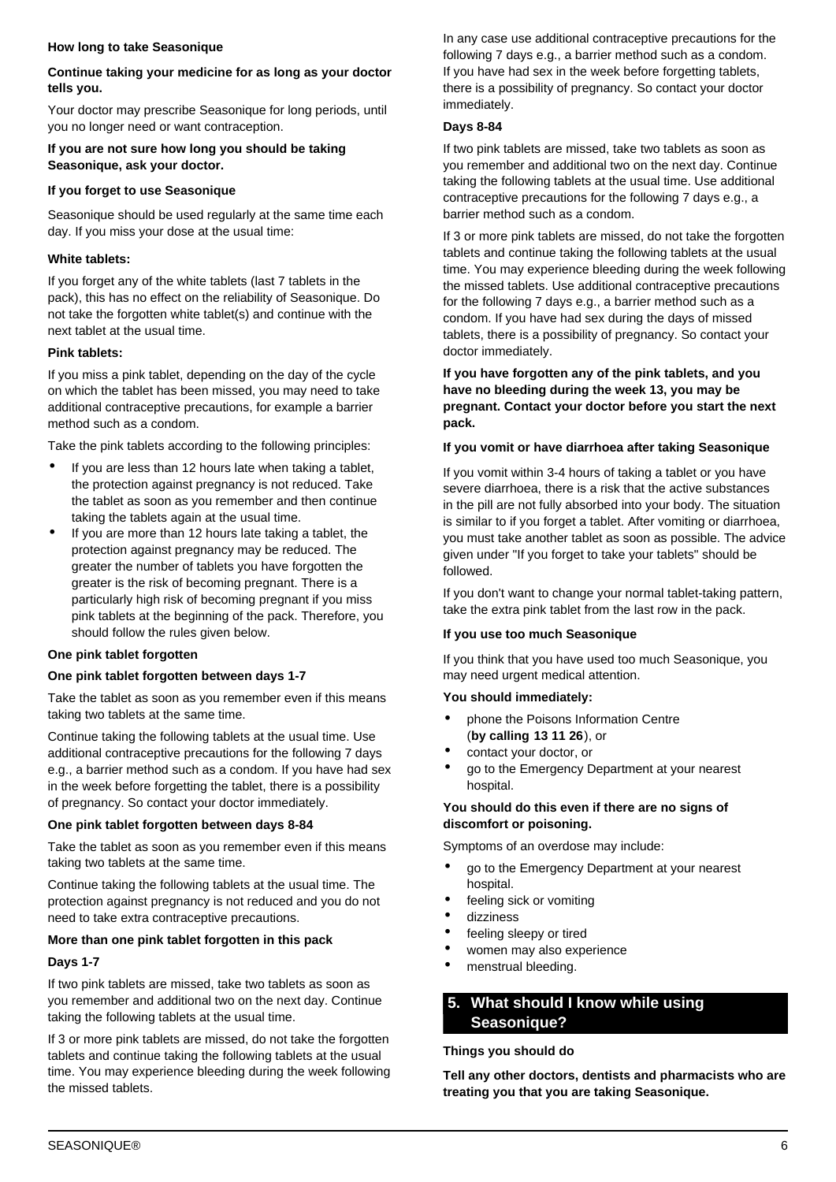**How long to take Seasonique**

**Continue taking your medicine for as long as your doctor tells you.**

Your doctor may prescribe Seasonique for long periods, until you no longer need or want contraception.

**If you are not sure how long you should be taking Seasonique, ask your doctor.**

**If you forget to use Seasonique**

Seasonique should be used regularly at the same time each day. If you miss your dose at the usual time:

**White tablets:**

If you forget any of the white tablets (last 7 tablets in the pack), this has no effect on the reliability of Seasonique. Do not take the forgotten white tablet(s) and continue with the next tablet at the usual time.

**Pink tablets:**

If you miss a pink tablet, depending on the day of the cycle on which the tablet has been missed, you may need to take additional contraceptive precautions, for example a barrier method such as a condom.

Take the pink tablets according to the following principles:

- If you are less than 12 hours late when taking a tablet, the protection against pregnancy is not reduced. Take the tablet as soon as you remember and then continue taking the tablets again at the usual time.
- If you are more than 12 hours late taking a tablet, the protection against pregnancy may be reduced. The greater the number of tablets you have forgotten the greater is the risk of becoming pregnant. There is a particularly high risk of becoming pregnant if you miss pink tablets at the beginning of the pack. Therefore, you should follow the rules given below.

**One pink tablet forgotten**

**One pink tablet forgotten between days 1-7**

Take the tablet as soon as you remember even if this means taking two tablets at the same time.

Continue taking the following tablets at the usual time. Use additional contraceptive precautions for the following 7 days e.g., a barrier method such as a condom. If you have had sex in the week before forgetting the tablet, there is a possibility of pregnancy. So contact your doctor immediately.

**One pink tablet forgotten between days 8-84**

Take the tablet as soon as you remember even if this means taking two tablets at the same time.

Continue taking the following tablets at the usual time. The protection against pregnancy is not reduced and you do not need to take extra contraceptive precautions.

**More than one pink tablet forgotten in this pack**

**Days 1-7**

If two pink tablets are missed, take two tablets as soon as you remember and additional two on the next day. Continue taking the following tablets at the usual time.

If 3 or more pink tablets are missed, do not take the forgotten tablets and continue taking the following tablets at the usual time. You may experience bleeding during the week following the missed tablets.

In any case use additional contraceptive precautions for the following 7 days e.g., a barrier method such as a condom. If you have had sex in the week before forgetting tablets, there is a possibility of pregnancy. So contact your doctor immediately.

**Days 8-84**

If two pink tablets are missed, take two tablets as soon as you remember and additional two on the next day. Continue taking the following tablets at the usual time. Use additional contraceptive precautions for the following 7 days e.g., a barrier method such as a condom.

If 3 or more pink tablets are missed, do not take the forgotten tablets and continue taking the following tablets at the usual time. You may experience bleeding during the week following the missed tablets. Use additional contraceptive precautions for the following 7 days e.g., a barrier method such as a condom. If you have had sex during the days of missed tablets, there is a possibility of pregnancy. So contact your doctor immediately.

**If you have forgotten any of the pink tablets, and you have no bleeding during the week 13, you may be pregnant. Contact your doctor before you start the next pack.**

**If you vomit or have diarrhoea after taking Seasonique**

If you vomit within 3-4 hours of taking a tablet or you have severe diarrhoea, there is a risk that the active substances in the pill are not fully absorbed into your body. The situation is similar to if you forget a tablet. After vomiting or diarrhoea, you must take another tablet as soon as possible. The advice given under "If you forget to take your tablets" should be followed.

If you don't want to change your normal tablet-taking pattern, take the extra pink tablet from the last row in the pack.

**If you use too much Seasonique**

If you think that you have used too much Seasonique, you may need urgent medical attention.

**You should immediately:**

- phone the Poisons Information Centre (**by calling 13 11 26**), or
- contact your doctor, or
- go to the Emergency Department at your nearest hospital.

**You should do this even if there are no signs of discomfort or poisoning.**

Symptoms of an overdose may include:

- go to the Emergency Department at your nearest hospital.
- feeling sick or vomiting
- dizziness
- feeling sleepy or tired
- women may also experience
- menstrual bleeding.

## 5. What should I know while using Seasonique?

**Things you should do**

**Tell any other doctors, dentists and pharmacists who are treating you that you are taking Seasonique.**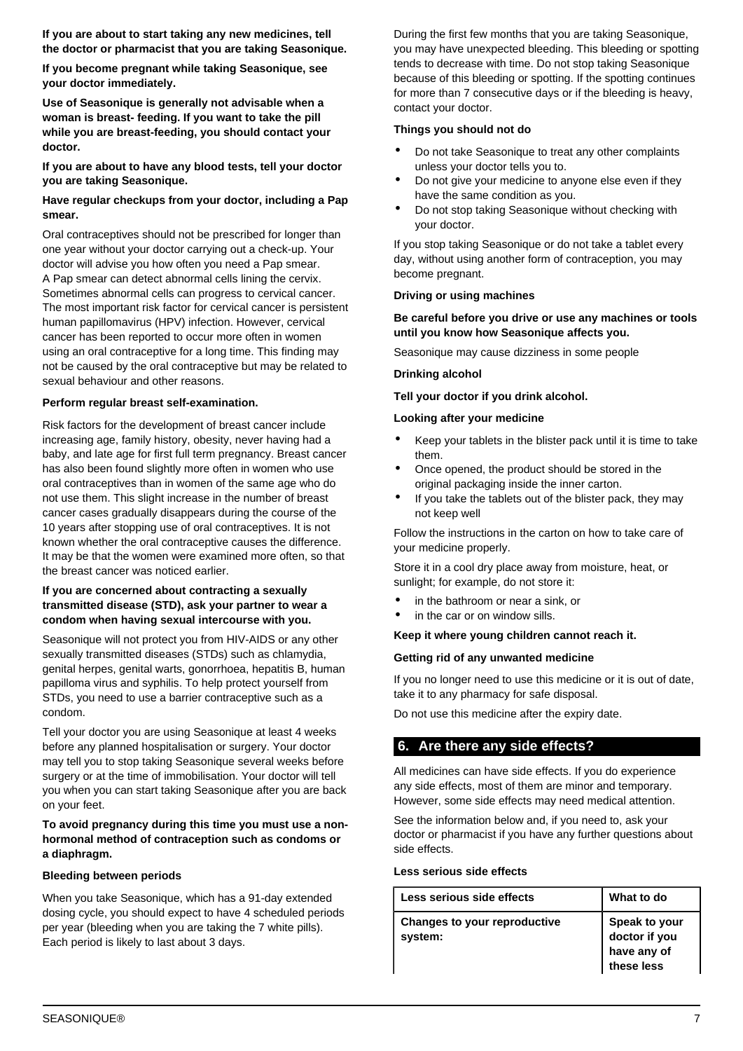**If you are about to start taking any new medicines, tell the doctor or pharmacist that you are taking Seasonique.**

**If you become pregnant while taking Seasonique, see your doctor immediately.**

**Use of Seasonique is generally not advisable when a woman is breast- feeding. If you want to take the pill while you are breast-feeding, you should contact your doctor.**

**If you are about to have any blood tests, tell your doctor you are taking Seasonique.**

**Have regular checkups from your doctor, including a Pap smear.**

Oral contraceptives should not be prescribed for longer than one year without your doctor carrying out a check-up. Your doctor will advise you how often you need a Pap smear. A Pap smear can detect abnormal cells lining the cervix. Sometimes abnormal cells can progress to cervical cancer. The most important risk factor for cervical cancer is persistent human papillomavirus (HPV) infection. However, cervical cancer has been reported to occur more often in women using an oral contraceptive for a long time. This finding may not be caused by the oral contraceptive but may be related to sexual behaviour and other reasons.

**Perform regular breast self-examination.**

Risk factors for the development of breast cancer include increasing age, family history, obesity, never having had a baby, and late age for first full term pregnancy. Breast cancer has also been found slightly more often in women who use oral contraceptives than in women of the same age who do not use them. This slight increase in the number of breast cancer cases gradually disappears during the course of the 10 years after stopping use of oral contraceptives. It is not known whether the oral contraceptive causes the difference. It may be that the women were examined more often, so that the breast cancer was noticed earlier.

**If you are concerned about contracting a sexually transmitted disease (STD), ask your partner to wear a condom when having sexual intercourse with you.**

Seasonique will not protect you from HIV-AIDS or any other sexually transmitted diseases (STDs) such as chlamydia, genital herpes, genital warts, gonorrhoea, hepatitis B, human papilloma virus and syphilis. To help protect yourself from STDs, you need to use a barrier contraceptive such as a condom.

Tell your doctor you are using Seasonique at least 4 weeks before any planned hospitalisation or surgery. Your doctor may tell you to stop taking Seasonique several weeks before surgery or at the time of immobilisation. Your doctor will tell you when you can start taking Seasonique after you are back on your feet.

**To avoid pregnancy during this time you must use a non-hormonal method of contraception such as condoms or a diaphragm.**

**Bleeding between periods**

When you take Seasonique, which has a 91-day extended dosing cycle, you should expect to have 4 scheduled periods per year (bleeding when you are taking the 7 white pills). Each period is likely to last about 3 days.

During the first few months that you are taking Seasonique, you may have unexpected bleeding. This bleeding or spotting tends to decrease with time. Do not stop taking Seasonique because of this bleeding or spotting. If the spotting continues for more than 7 consecutive days or if the bleeding is heavy, contact your doctor.

**Things you should not do**

- Do not take Seasonique to treat any other complaints unless your doctor tells you to.
- Do not give your medicine to anyone else even if they have the same condition as you.
- Do not stop taking Seasonique without checking with your doctor.

If you stop taking Seasonique or do not take a tablet every day, without using another form of contraception, you may become pregnant.

**Driving or using machines**

**Be careful before you drive or use any machines or tools until you know how Seasonique affects you.**

Seasonique may cause dizziness in some people

**Drinking alcohol**

**Tell your doctor if you drink alcohol.**

**Looking after your medicine**

- Keep your tablets in the blister pack until it is time to take them.
- Once opened, the product should be stored in the original packaging inside the inner carton.
- If you take the tablets out of the blister pack, they may not keep well

Follow the instructions in the carton on how to take care of your medicine properly.

Store it in a cool dry place away from moisture, heat, or sunlight; for example, do not store it:

- in the bathroom or near a sink, or
- in the car or on window sills.

**Keep it where young children cannot reach it.**

**Getting rid of any unwanted medicine**

If you no longer need to use this medicine or it is out of date, take it to any pharmacy for safe disposal.

Do not use this medicine after the expiry date.

## 6. Are there any side effects?

All medicines can have side effects. If you do experience any side effects, most of them are minor and temporary. However, some side effects may need medical attention.

See the information below and, if you need to, ask your doctor or pharmacist if you have any further questions about side effects.

**Less serious side effects**

| Less serious side effects | What to do |
|---|---|
| **Changes to your reproductive system:** | **Speak to your doctor if you have any of these less** |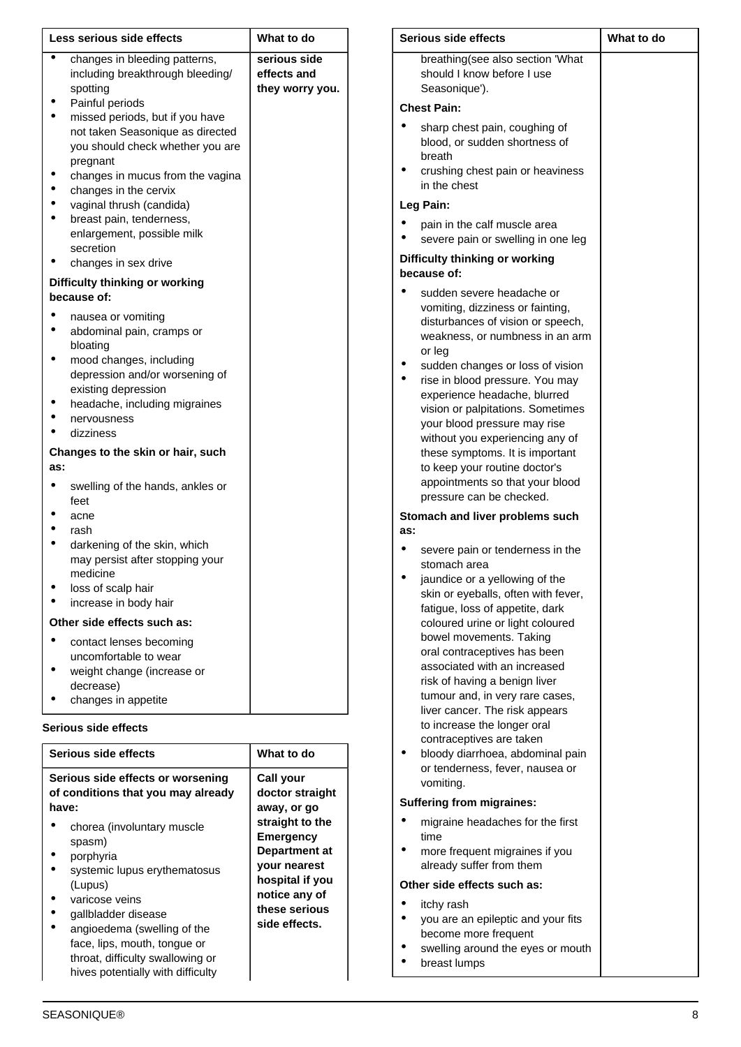| Less serious side effects | What to do |
|---|---|
| • changes in bleeding patterns, including breakthrough bleeding/ spotting<br>• Painful periods<br>• missed periods, but if you have not taken Seasonique as directed you should check whether you are pregnant<br>• changes in mucus from the vagina<br>• changes in the cervix<br>• vaginal thrush (candida)<br>• breast pain, tenderness, enlargement, possible milk secretion<br>• changes in sex drive<br>**Difficulty thinking or working because of:**<br>• nausea or vomiting<br>• abdominal pain, cramps or bloating<br>• mood changes, including depression and/or worsening of existing depression<br>• headache, including migraines<br>• nervousness<br>• dizziness<br>**Changes to the skin or hair, such as:**<br>• swelling of the hands, ankles or feet<br>• acne<br>• rash<br>• darkening of the skin, which may persist after stopping your medicine<br>• loss of scalp hair<br>• increase in body hair<br>**Other side effects such as:**<br>• contact lenses becoming uncomfortable to wear<br>• weight change (increase or decrease)<br>• changes in appetite | **serious side effects and they worry you.** |

**Serious side effects**

| Serious side effects | What to do |
|---|---|
| **Serious side effects or worsening of conditions that you may already have:**<br>• chorea (involuntary muscle spasm)<br>• porphyria<br>• systemic lupus erythematosus (Lupus)<br>• varicose veins<br>• gallbladder disease<br>• angioedema (swelling of the face, lips, mouth, tongue or throat, difficulty swallowing or hives potentially with difficulty breathing(see also section 'What should I know before I use Seasonique').<br>**Chest Pain:**<br>• sharp chest pain, coughing of blood, or sudden shortness of breath<br>• crushing chest pain or heaviness in the chest<br>**Leg Pain:**<br>• pain in the calf muscle area<br>• severe pain or swelling in one leg<br>**Difficulty thinking or working because of:**<br>• sudden severe headache or vomiting, dizziness or fainting, disturbances of vision or speech, weakness, or numbness in an arm or leg<br>• sudden changes or loss of vision<br>• rise in blood pressure. You may experience headache, blurred vision or palpitations. Sometimes your blood pressure may rise without you experiencing any of these symptoms. It is important to keep your routine doctor's appointments so that your blood pressure can be checked.<br>**Stomach and liver problems such as:**<br>• severe pain or tenderness in the stomach area<br>• jaundice or a yellowing of the skin or eyeballs, often with fever, fatigue, loss of appetite, dark coloured urine or light coloured bowel movements. Taking oral contraceptives has been associated with an increased risk of having a benign liver tumour and, in very rare cases, liver cancer. The risk appears to increase the longer oral contraceptives are taken<br>• bloody diarrhoea, abdominal pain or tenderness, fever, nausea or vomiting.<br>**Suffering from migraines:**<br>• migraine headaches for the first time<br>• more frequent migraines if you already suffer from them<br>**Other side effects such as:**<br>• itchy rash<br>• you are an epileptic and your fits become more frequent<br>• swelling around the eyes or mouth<br>• breast lumps | **Call your doctor straight away, or go straight to the Emergency Department at your nearest hospital if you notice any of these serious side effects.** |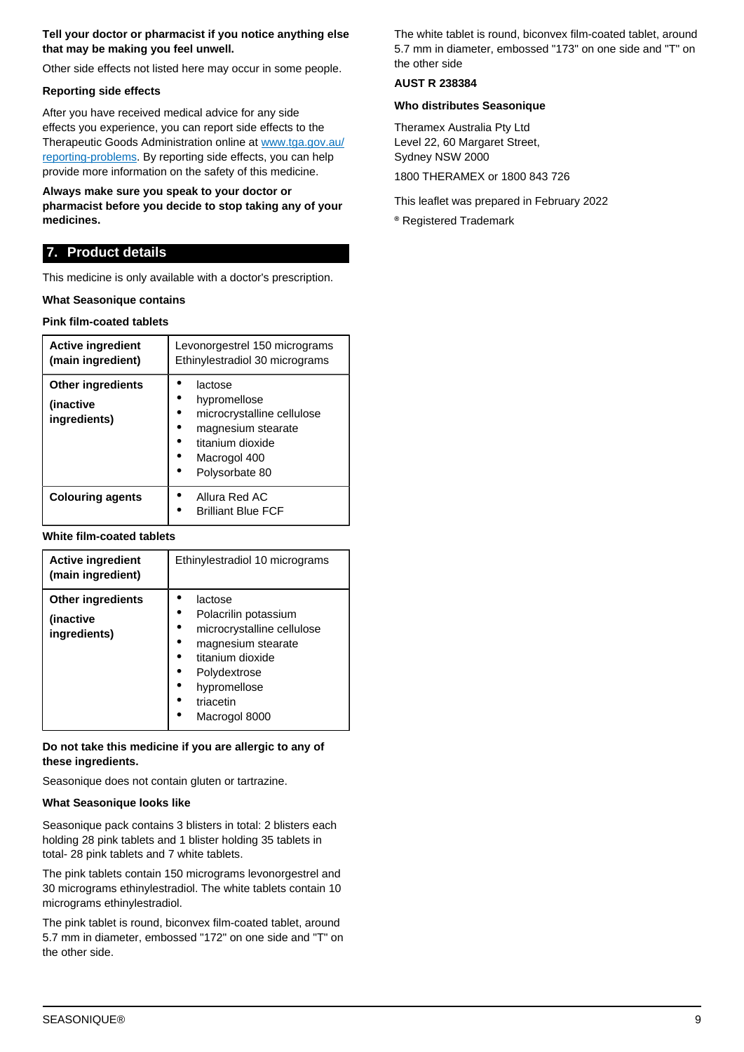**Tell your doctor or pharmacist if you notice anything else that may be making you feel unwell.**

Other side effects not listed here may occur in some people.

**Reporting side effects**

After you have received medical advice for any side effects you experience, you can report side effects to the Therapeutic Goods Administration online at www.tga.gov.au/reporting-problems. By reporting side effects, you can help provide more information on the safety of this medicine.

**Always make sure you speak to your doctor or pharmacist before you decide to stop taking any of your medicines.**

## 7. Product details

This medicine is only available with a doctor's prescription.

**What Seasonique contains**

**Pink film-coated tablets**

| | |
|---|---|
| **Active ingredient (main ingredient)** | Levonorgestrel 150 micrograms<br>Ethinylestradiol 30 micrograms |
| **Other ingredients (inactive ingredients)** | • lactose<br>• hypromellose<br>• microcrystalline cellulose<br>• magnesium stearate<br>• titanium dioxide<br>• Macrogol 400<br>• Polysorbate 80 |
| **Colouring agents** | • Allura Red AC<br>• Brilliant Blue FCF |

**White film-coated tablets**

| | |
|---|---|
| **Active ingredient (main ingredient)** | Ethinylestradiol 10 micrograms |
| **Other ingredients (inactive ingredients)** | • lactose<br>• Polacrilin potassium<br>• microcrystalline cellulose<br>• magnesium stearate<br>• titanium dioxide<br>• Polydextrose<br>• hypromellose<br>• triacetin<br>• Macrogol 8000 |

**Do not take this medicine if you are allergic to any of these ingredients.**

Seasonique does not contain gluten or tartrazine.

**What Seasonique looks like**

Seasonique pack contains 3 blisters in total: 2 blisters each holding 28 pink tablets and 1 blister holding 35 tablets in total- 28 pink tablets and 7 white tablets.

The pink tablets contain 150 micrograms levonorgestrel and 30 micrograms ethinylestradiol. The white tablets contain 10 micrograms ethinylestradiol.

The pink tablet is round, biconvex film-coated tablet, around 5.7 mm in diameter, embossed "172" on one side and "T" on the other side.

The white tablet is round, biconvex film-coated tablet, around 5.7 mm in diameter, embossed "173" on one side and "T" on the other side

**AUST R 238384**

**Who distributes Seasonique**

Theramex Australia Pty Ltd
Level 22, 60 Margaret Street,
Sydney NSW 2000

1800 THERAMEX or 1800 843 726

This leaflet was prepared in February 2022

® Registered Trademark